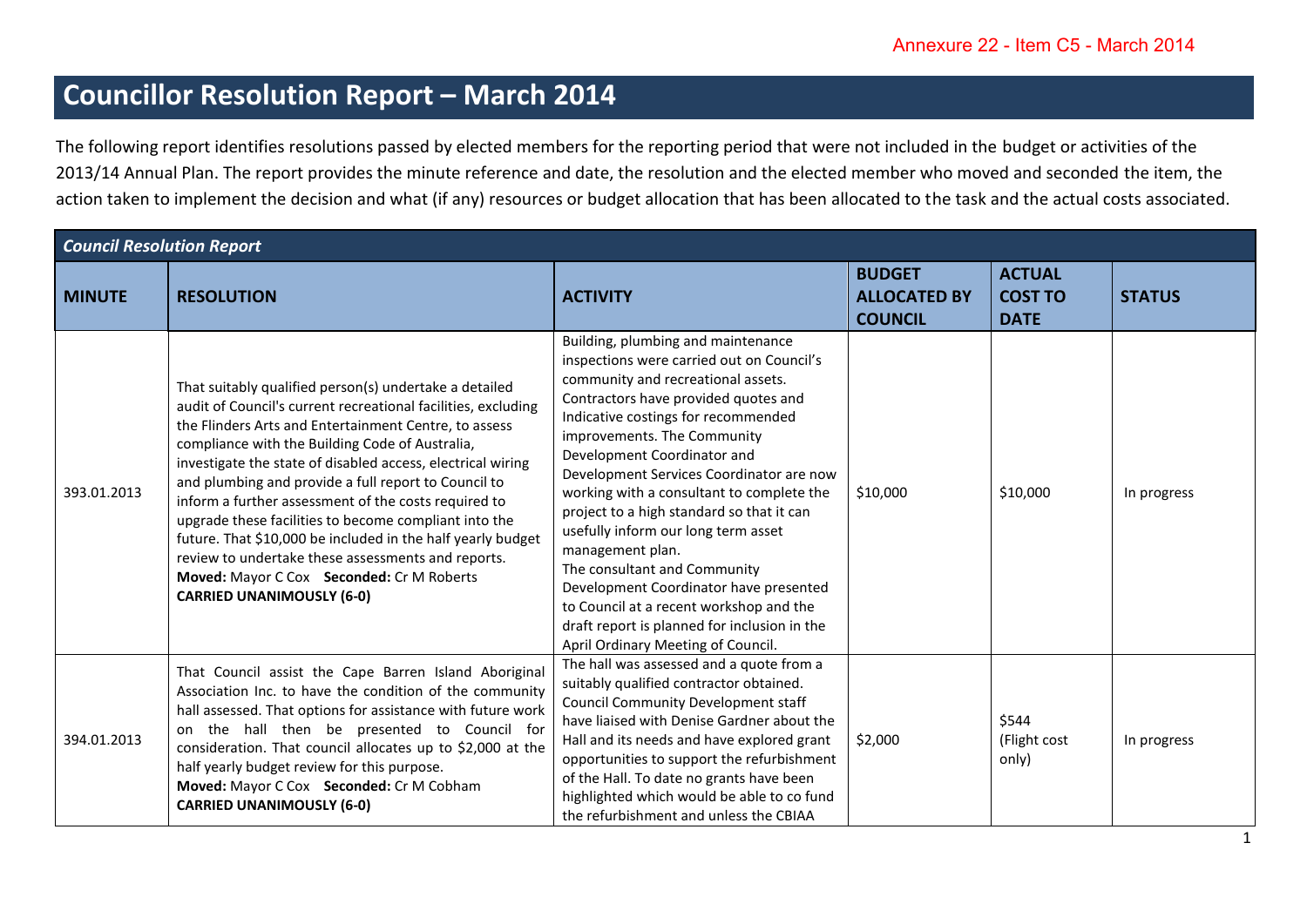Annexure 22 - Item C5 - March 2014

# Councillor Resolution Report – March 2014

The following report identifies resolutions passed by elected members for the reporting period that were not included in the budget or activities of the 2013/14 Annual Plan. The report provides the minute reference and date, the resolution and the elected member who moved and seconded the item, the action taken to implement the decision and what (if any) resources or budget allocation that has been allocated to the task and the actual costs associated.

***Council Resolution Report***

| MINUTE | RESOLUTION | ACTIVITY | BUDGET ALLOCATED BY COUNCIL | ACTUAL COST TO DATE | STATUS |
|---|---|---|---|---|---|
| 393.01.2013 | That suitably qualified person(s) undertake a detailed audit of Council's current recreational facilities, excluding the Flinders Arts and Entertainment Centre, to assess compliance with the Building Code of Australia, investigate the state of disabled access, electrical wiring and plumbing and provide a full report to Council to inform a further assessment of the costs required to upgrade these facilities to become compliant into the future. That $10,000 be included in the half yearly budget review to undertake these assessments and reports. **Moved:** Mayor C Cox **Seconded:** Cr M Roberts **CARRIED UNANIMOUSLY (6-0)** | Building, plumbing and maintenance inspections were carried out on Council's community and recreational assets. Contractors have provided quotes and Indicative costings for recommended improvements. The Community Development Coordinator and Development Services Coordinator are now working with a consultant to complete the project to a high standard so that it can usefully inform our long term asset management plan. The consultant and Community Development Coordinator have presented to Council at a recent workshop and the draft report is planned for inclusion in the April Ordinary Meeting of Council. | $10,000 | $10,000 | In progress |
| 394.01.2013 | That Council assist the Cape Barren Island Aboriginal Association Inc. to have the condition of the community hall assessed. That options for assistance with future work on the hall then be presented to Council for consideration. That council allocates up to $2,000 at the half yearly budget review for this purpose. **Moved:** Mayor C Cox **Seconded:** Cr M Cobham **CARRIED UNANIMOUSLY (6-0)** | The hall was assessed and a quote from a suitably qualified contractor obtained. Council Community Development staff have liaised with Denise Gardner about the Hall and its needs and have explored grant opportunities to support the refurbishment of the Hall. To date no grants have been highlighted which would be able to co fund the refurbishment and unless the CBIAA | $2,000 | $544 (Flight cost only) | In progress |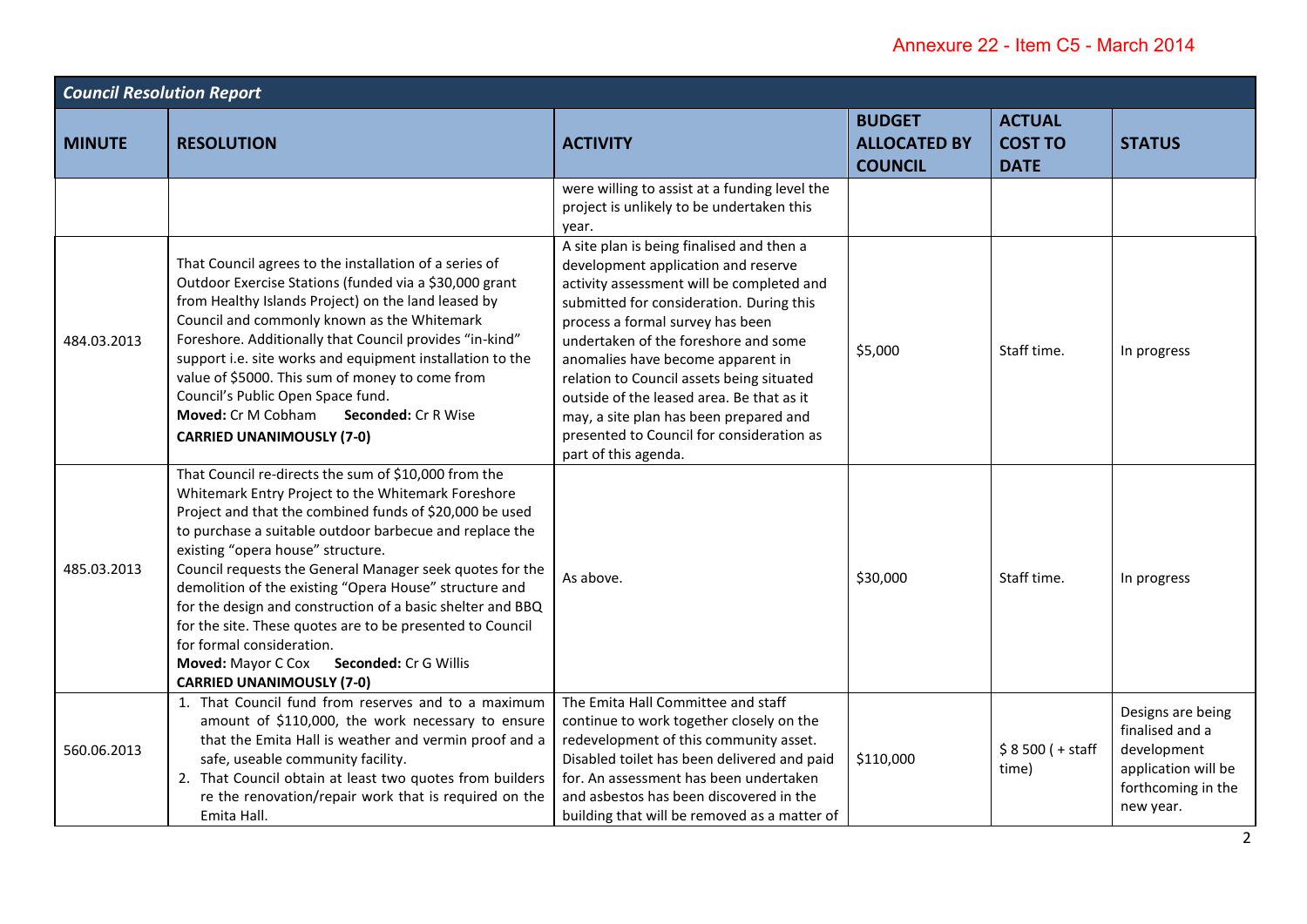Annexure 22 - Item C5 - March 2014

| *Council Resolution Report* | | | | | |
|---|---|---|---|---|---|
| **MINUTE** | **RESOLUTION** | **ACTIVITY** | **BUDGET ALLOCATED BY COUNCIL** | **ACTUAL COST TO DATE** | **STATUS** |
| | | were willing to assist at a funding level the project is unlikely to be undertaken this year. | | | |
| 484.03.2013 | That Council agrees to the installation of a series of Outdoor Exercise Stations (funded via a $30,000 grant from Healthy Islands Project) on the land leased by Council and commonly known as the Whitemark Foreshore. Additionally that Council provides "in-kind" support i.e. site works and equipment installation to the value of $5000. This sum of money to come from Council's Public Open Space fund.<br>**Moved:** Cr M Cobham **Seconded:** Cr R Wise<br>**CARRIED UNANIMOUSLY (7-0)** | A site plan is being finalised and then a development application and reserve activity assessment will be completed and submitted for consideration. During this process a formal survey has been undertaken of the foreshore and some anomalies have become apparent in relation to Council assets being situated outside of the leased area. Be that as it may, a site plan has been prepared and presented to Council for consideration as part of this agenda. | $5,000 | Staff time. | In progress |
| 485.03.2013 | That Council re-directs the sum of $10,000 from the Whitemark Entry Project to the Whitemark Foreshore Project and that the combined funds of $20,000 be used to purchase a suitable outdoor barbecue and replace the existing "opera house" structure.<br>Council requests the General Manager seek quotes for the demolition of the existing "Opera House" structure and for the design and construction of a basic shelter and BBQ for the site. These quotes are to be presented to Council for formal consideration.<br>**Moved:** Mayor C Cox **Seconded:** Cr G Willis<br>**CARRIED UNANIMOUSLY (7-0)** | As above. | $30,000 | Staff time. | In progress |
| 560.06.2013 | 1. That Council fund from reserves and to a maximum amount of $110,000, the work necessary to ensure that the Emita Hall is weather and vermin proof and a safe, useable community facility.<br>2. That Council obtain at least two quotes from builders re the renovation/repair work that is required on the Emita Hall. | The Emita Hall Committee and staff continue to work together closely on the redevelopment of this community asset. Disabled toilet has been delivered and paid for. An assessment has been undertaken and asbestos has been discovered in the building that will be removed as a matter of | $110,000 | $ 8 500 ( + staff time) | Designs are being finalised and a development application will be forthcoming in the new year. |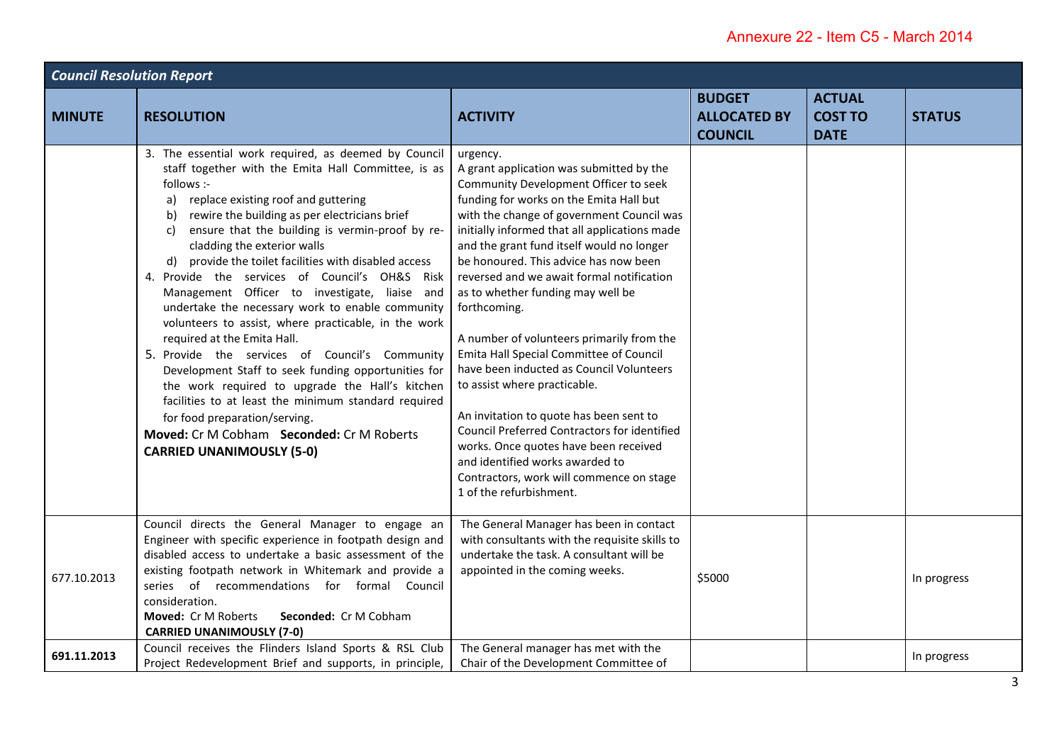| *Council Resolution Report* | | | | | |
|---|---|---|---|---|---|
| **MINUTE** | **RESOLUTION** | **ACTIVITY** | **BUDGET ALLOCATED BY COUNCIL** | **ACTUAL COST TO DATE** | **STATUS** |
| | 3. The essential work required, as deemed by Council staff together with the Emita Hall Committee, is as follows :- <br> a) replace existing roof and guttering <br> b) rewire the building as per electricians brief <br> c) ensure that the building is vermin-proof by re-cladding the exterior walls <br> d) provide the toilet facilities with disabled access <br> 4. Provide the services of Council's OH&S Risk Management Officer to investigate, liaise and undertake the necessary work to enable community volunteers to assist, where practicable, in the work required at the Emita Hall. <br> 5. Provide the services of Council's Community Development Staff to seek funding opportunities for the work required to upgrade the Hall's kitchen facilities to at least the minimum standard required for food preparation/serving. <br> **Moved:** Cr M Cobham **Seconded:** Cr M Roberts <br> **CARRIED UNANIMOUSLY (5-0)** | urgency. <br> A grant application was submitted by the Community Development Officer to seek funding for works on the Emita Hall but with the change of government Council was initially informed that all applications made and the grant fund itself would no longer be honoured. This advice has now been reversed and we await formal notification as to whether funding may well be forthcoming. <br><br> A number of volunteers primarily from the Emita Hall Special Committee of Council have been inducted as Council Volunteers to assist where practicable. <br><br> An invitation to quote has been sent to Council Preferred Contractors for identified works. Once quotes have been received and identified works awarded to Contractors, work will commence on stage 1 of the refurbishment. | | | |
| 677.10.2013 | Council directs the General Manager to engage an Engineer with specific experience in footpath design and disabled access to undertake a basic assessment of the existing footpath network in Whitemark and provide a series of recommendations for formal Council consideration. <br> **Moved:** Cr M Roberts **Seconded:** Cr M Cobham <br> **CARRIED UNANIMOUSLY (7-0)** | The General Manager has been in contact with consultants with the requisite skills to undertake the task. A consultant will be appointed in the coming weeks. | $5000 | | In progress |
| **691.11.2013** | Council receives the Flinders Island Sports & RSL Club Project Redevelopment Brief and supports, in principle, | The General manager has met with the Chair of the Development Committee of | | | In progress |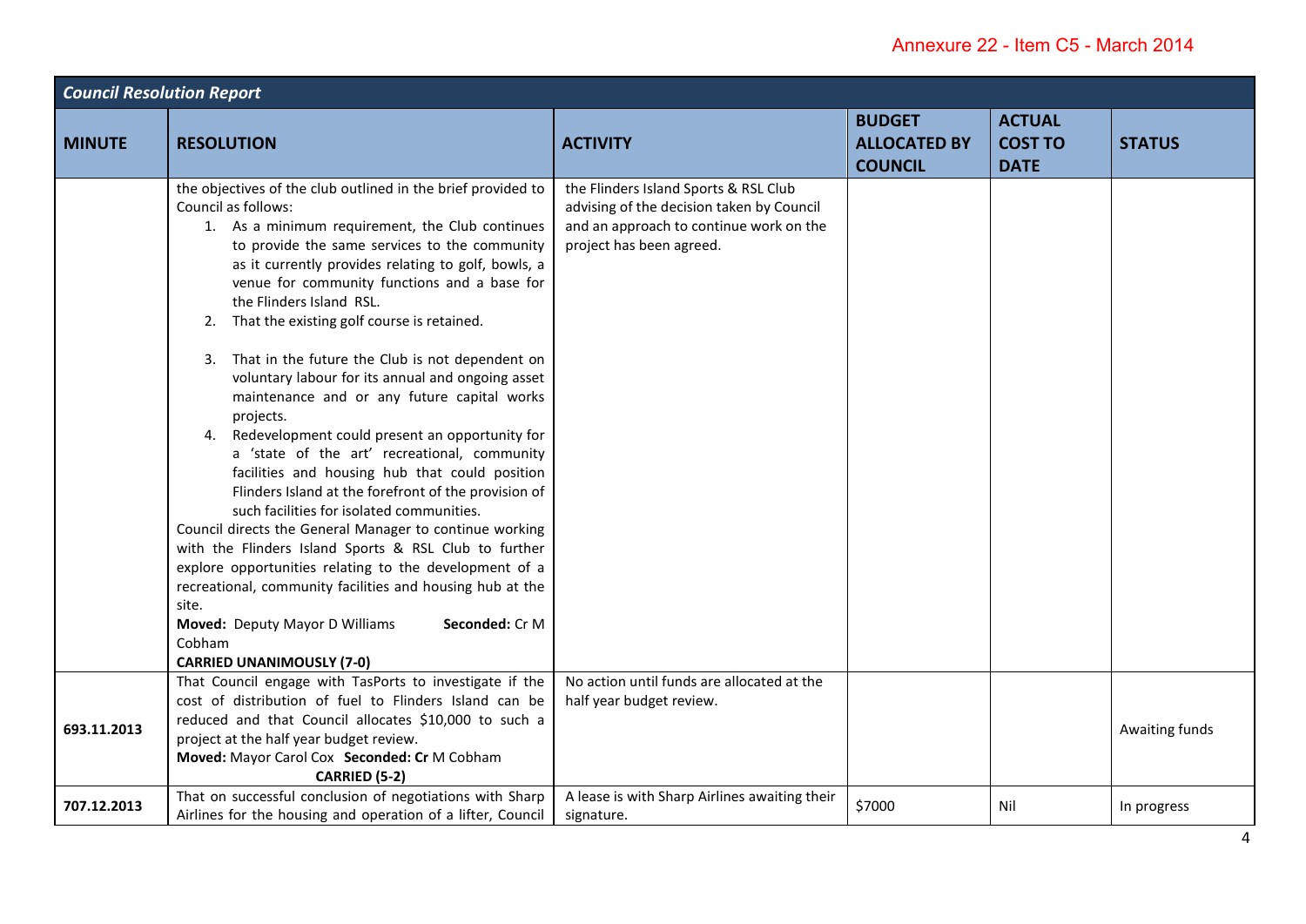Annexure 22 - Item C5 - March 2014

| *Council Resolution Report* | | | | | |
|---|---|---|---|---|---|
| **MINUTE** | **RESOLUTION** | **ACTIVITY** | **BUDGET ALLOCATED BY COUNCIL** | **ACTUAL COST TO DATE** | **STATUS** |
| | the objectives of the club outlined in the brief provided to Council as follows:<br>1. As a minimum requirement, the Club continues to provide the same services to the community as it currently provides relating to golf, bowls, a venue for community functions and a base for the Flinders Island RSL.<br>2. That the existing golf course is retained.<br>3. That in the future the Club is not dependent on voluntary labour for its annual and ongoing asset maintenance and or any future capital works projects.<br>4. Redevelopment could present an opportunity for a 'state of the art' recreational, community facilities and housing hub that could position Flinders Island at the forefront of the provision of such facilities for isolated communities.<br>Council directs the General Manager to continue working with the Flinders Island Sports & RSL Club to further explore opportunities relating to the development of a recreational, community facilities and housing hub at the site.<br>**Moved:** Deputy Mayor D Williams **Seconded:** Cr M Cobham<br>**CARRIED UNANIMOUSLY (7-0)** | the Flinders Island Sports & RSL Club advising of the decision taken by Council and an approach to continue work on the project has been agreed. | | | |
| 693.11.2013 | That Council engage with TasPorts to investigate if the cost of distribution of fuel to Flinders Island can be reduced and that Council allocates $10,000 to such a project at the half year budget review.<br>**Moved:** Mayor Carol Cox **Seconded: Cr** M Cobham<br>**CARRIED (5-2)** | No action until funds are allocated at the half year budget review. | | | Awaiting funds |
| 707.12.2013 | That on successful conclusion of negotiations with Sharp Airlines for the housing and operation of a lifter, Council | A lease is with Sharp Airlines awaiting their signature. | $7000 | Nil | In progress |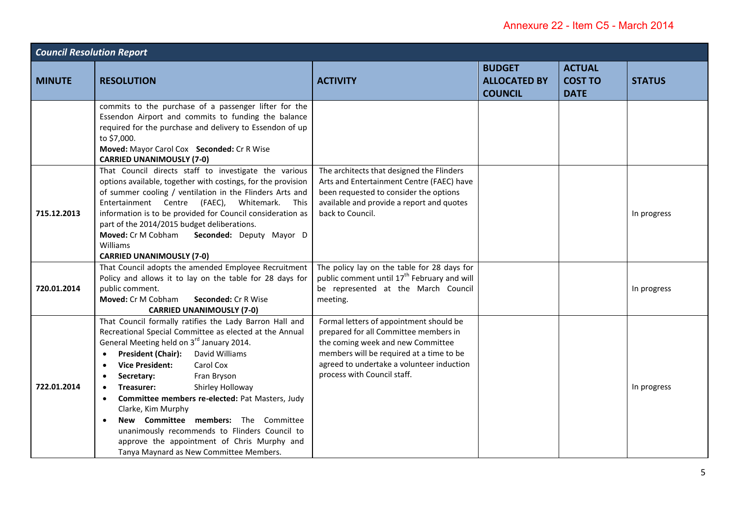Annexure 22 - Item C5 - March 2014

| *Council Resolution Report* | | | | | |
|---|---|---|---|---|---|
| **MINUTE** | **RESOLUTION** | **ACTIVITY** | **BUDGET ALLOCATED BY COUNCIL** | **ACTUAL COST TO DATE** | **STATUS** |
| | commits to the purchase of a passenger lifter for the Essendon Airport and commits to funding the balance required for the purchase and delivery to Essendon of up to $7,000.<br>**Moved:** Mayor Carol Cox **Seconded:** Cr R Wise<br>**CARRIED UNANIMOUSLY (7-0)** | | | | |
| 715.12.2013 | That Council directs staff to investigate the various options available, together with costings, for the provision of summer cooling / ventilation in the Flinders Arts and Entertainment Centre (FAEC), Whitemark. This information is to be provided for Council consideration as part of the 2014/2015 budget deliberations.<br>**Moved:** Cr M Cobham **Seconded:** Deputy Mayor D Williams<br>**CARRIED UNANIMOUSLY (7-0)** | The architects that designed the Flinders Arts and Entertainment Centre (FAEC) have been requested to consider the options available and provide a report and quotes back to Council. | | | In progress |
| 720.01.2014 | That Council adopts the amended Employee Recruitment Policy and allows it to lay on the table for 28 days for public comment.<br>**Moved:** Cr M Cobham **Seconded:** Cr R Wise<br>**CARRIED UNANIMOUSLY (7-0)** | The policy lay on the table for 28 days for public comment until 17th February and will be represented at the March Council meeting. | | | In progress |
| 722.01.2014 | That Council formally ratifies the Lady Barron Hall and Recreational Special Committee as elected at the Annual General Meeting held on 3rd January 2014.<br>• **President (Chair):** David Williams<br>• **Vice President:** Carol Cox<br>• **Secretary:** Fran Bryson<br>• **Treasurer:** Shirley Holloway<br>• **Committee members re-elected:** Pat Masters, Judy Clarke, Kim Murphy<br>• **New Committee members:** The Committee unanimously recommends to Flinders Council to approve the appointment of Chris Murphy and Tanya Maynard as New Committee Members. | Formal letters of appointment should be prepared for all Committee members in the coming week and new Committee members will be required at a time to be agreed to undertake a volunteer induction process with Council staff. | | | In progress |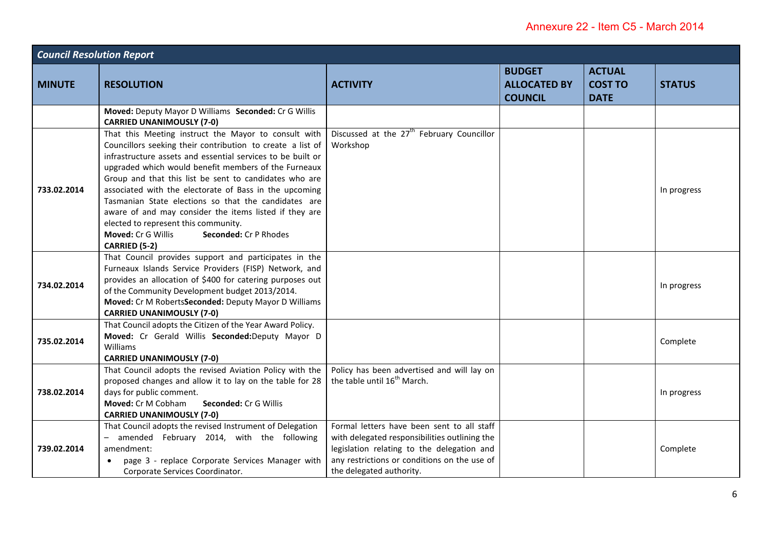Annexure 22 - Item C5 - March 2014

| ***Council Resolution Report*** | | | | | |
|---|---|---|---|---|---|
| **MINUTE** | **RESOLUTION** | **ACTIVITY** | **BUDGET ALLOCATED BY COUNCIL** | **ACTUAL COST TO DATE** | **STATUS** |
| | **Moved:** Deputy Mayor D Williams **Seconded:** Cr G Willis<br>**CARRIED UNANIMOUSLY (7-0)** | | | | |
| 733.02.2014 | That this Meeting instruct the Mayor to consult with Councillors seeking their contribution to create a list of infrastructure assets and essential services to be built or upgraded which would benefit members of the Furneaux Group and that this list be sent to candidates who are associated with the electorate of Bass in the upcoming Tasmanian State elections so that the candidates are aware of and may consider the items listed if they are elected to represent this community.<br>**Moved:** Cr G Willis **Seconded:** Cr P Rhodes<br>**CARRIED (5-2)** | Discussed at the 27th February Councillor Workshop | | | In progress |
| 734.02.2014 | That Council provides support and participates in the Furneaux Islands Service Providers (FISP) Network, and provides an allocation of $400 for catering purposes out of the Community Development budget 2013/2014.<br>**Moved:** Cr M Roberts**Seconded:** Deputy Mayor D Williams<br>**CARRIED UNANIMOUSLY (7-0)** | | | | In progress |
| 735.02.2014 | That Council adopts the Citizen of the Year Award Policy.<br>**Moved:** Cr Gerald Willis **Seconded:**Deputy Mayor D Williams<br>**CARRIED UNANIMOUSLY (7-0)** | | | | Complete |
| 738.02.2014 | That Council adopts the revised Aviation Policy with the proposed changes and allow it to lay on the table for 28 days for public comment.<br>**Moved:** Cr M Cobham **Seconded:** Cr G Willis<br>**CARRIED UNANIMOUSLY (7-0)** | Policy has been advertised and will lay on the table until 16th March. | | | In progress |
| 739.02.2014 | That Council adopts the revised Instrument of Delegation – amended February 2014, with the following amendment:<br>• page 3 - replace Corporate Services Manager with Corporate Services Coordinator. | Formal letters have been sent to all staff with delegated responsibilities outlining the legislation relating to the delegation and any restrictions or conditions on the use of the delegated authority. | | | Complete |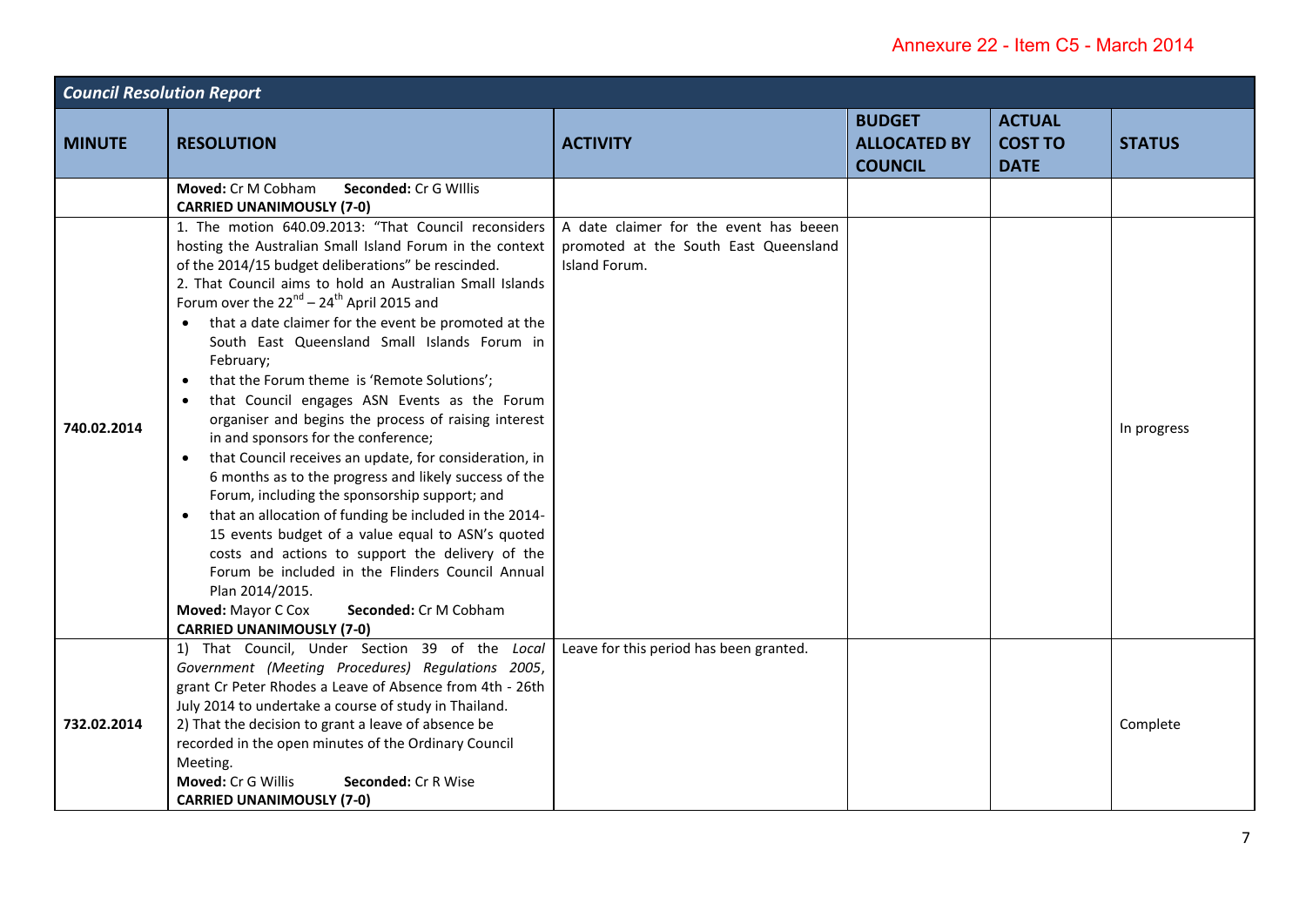Annexure 22 - Item C5 - March 2014

**Council Resolution Report**

| MINUTE | RESOLUTION | ACTIVITY | BUDGET ALLOCATED BY COUNCIL | ACTUAL COST TO DATE | STATUS |
|---|---|---|---|---|---|
| | **Moved:** Cr M Cobham **Seconded:** Cr G WIllis<br>**CARRIED UNANIMOUSLY (7-0)** | | | | |
| 740.02.2014 | 1. The motion 640.09.2013: "That Council reconsiders hosting the Australian Small Island Forum in the context of the 2014/15 budget deliberations" be rescinded.<br>2. That Council aims to hold an Australian Small Islands Forum over the 22nd – 24th April 2015 and<br>• that a date claimer for the event be promoted at the South East Queensland Small Islands Forum in February;<br>• that the Forum theme is 'Remote Solutions';<br>• that Council engages ASN Events as the Forum organiser and begins the process of raising interest in and sponsors for the conference;<br>• that Council receives an update, for consideration, in 6 months as to the progress and likely success of the Forum, including the sponsorship support; and<br>• that an allocation of funding be included in the 2014-15 events budget of a value equal to ASN's quoted costs and actions to support the delivery of the Forum be included in the Flinders Council Annual Plan 2014/2015.<br>**Moved:** Mayor C Cox **Seconded:** Cr M Cobham<br>**CARRIED UNANIMOUSLY (7-0)** | A date claimer for the event has beeen promoted at the South East Queensland Island Forum. | | | In progress |
| 732.02.2014 | 1) That Council, Under Section 39 of the *Local Government (Meeting Procedures) Regulations 2005*, grant Cr Peter Rhodes a Leave of Absence from 4th - 26th July 2014 to undertake a course of study in Thailand.<br>2) That the decision to grant a leave of absence be recorded in the open minutes of the Ordinary Council Meeting.<br>**Moved:** Cr G Willis **Seconded:** Cr R Wise<br>**CARRIED UNANIMOUSLY (7-0)** | Leave for this period has been granted. | | | Complete |